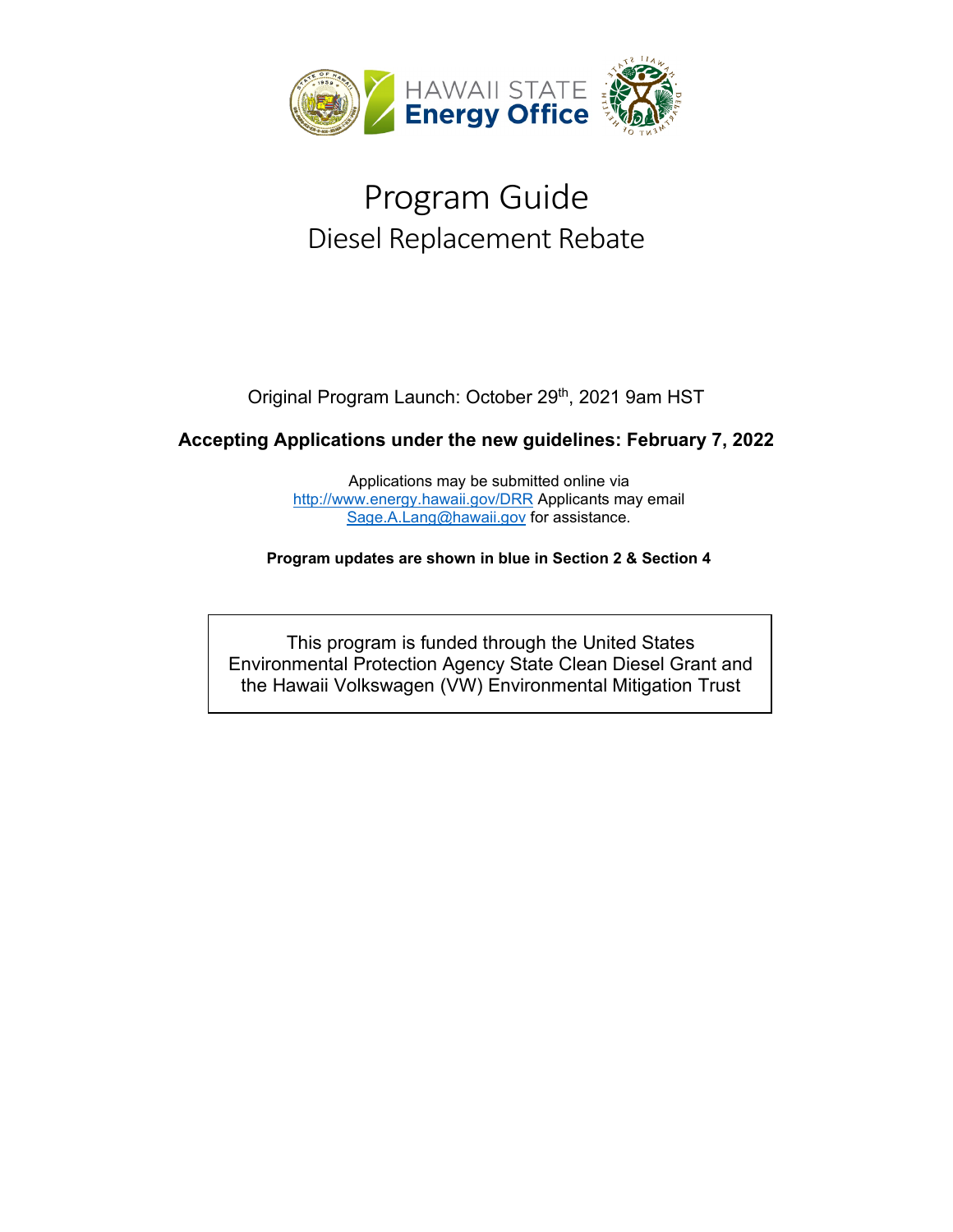# Program Guide

## Diesel Replacement Rebate

Original Program Launch: October 29th, 2021 9am HST

**Accepting Applications under the new guidelines: February 7, 2022**

Applications may be submitted online via http://www.energy.hawaii.gov/DRR Applicants may email Sage.A.Lang@hawaii.gov for assistance.

**Program updates are shown in blue in Section 2 & Section 4**

This program is funded through the United States Environmental Protection Agency State Clean Diesel Grant and the Hawaii Volkswagen (VW) Environmental Mitigation Trust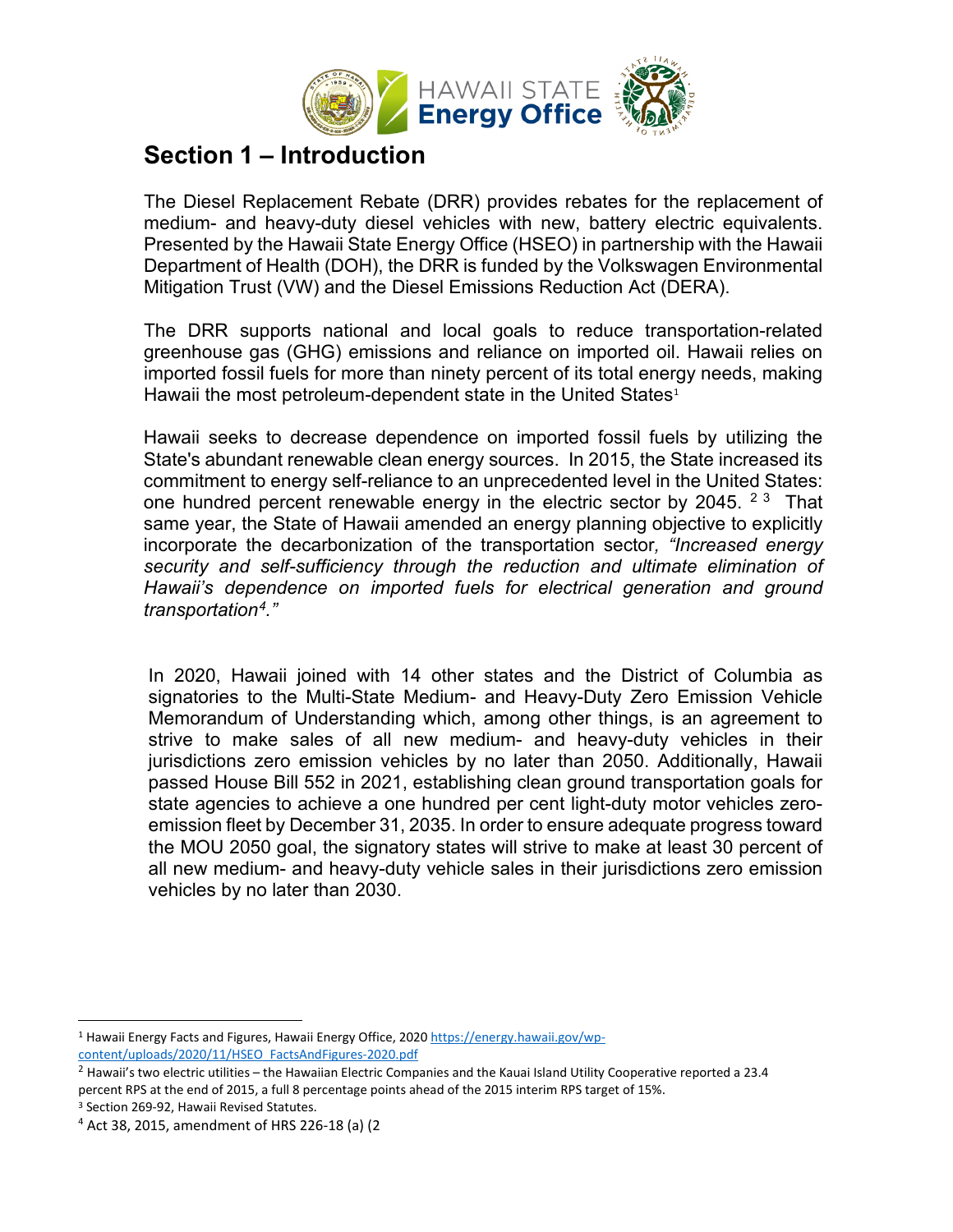# Section 1 – Introduction

The Diesel Replacement Rebate (DRR) provides rebates for the replacement of medium- and heavy-duty diesel vehicles with new, battery electric equivalents. Presented by the Hawaii State Energy Office (HSEO) in partnership with the Hawaii Department of Health (DOH), the DRR is funded by the Volkswagen Environmental Mitigation Trust (VW) and the Diesel Emissions Reduction Act (DERA).

The DRR supports national and local goals to reduce transportation-related greenhouse gas (GHG) emissions and reliance on imported oil. Hawaii relies on imported fossil fuels for more than ninety percent of its total energy needs, making Hawaii the most petroleum-dependent state in the United States[1]

Hawaii seeks to decrease dependence on imported fossil fuels by utilizing the State's abundant renewable clean energy sources. In 2015, the State increased its commitment to energy self-reliance to an unprecedented level in the United States: one hundred percent renewable energy in the electric sector by 2045. [2] [3] That same year, the State of Hawaii amended an energy planning objective to explicitly incorporate the decarbonization of the transportation sector, *"Increased energy security and self-sufficiency through the reduction and ultimate elimination of Hawaii's dependence on imported fuels for electrical generation and ground transportation[4]."*

In 2020, Hawaii joined with 14 other states and the District of Columbia as signatories to the Multi-State Medium- and Heavy-Duty Zero Emission Vehicle Memorandum of Understanding which, among other things, is an agreement to strive to make sales of all new medium- and heavy-duty vehicles in their jurisdictions zero emission vehicles by no later than 2050. Additionally, Hawaii passed House Bill 552 in 2021, establishing clean ground transportation goals for state agencies to achieve a one hundred per cent light-duty motor vehicles zero-emission fleet by December 31, 2035. In order to ensure adequate progress toward the MOU 2050 goal, the signatory states will strive to make at least 30 percent of all new medium- and heavy-duty vehicle sales in their jurisdictions zero emission vehicles by no later than 2030.

---

[1] Hawaii Energy Facts and Figures, Hawaii Energy Office, 2020 https://energy.hawaii.gov/wp-content/uploads/2020/11/HSEO_FactsAndFigures-2020.pdf

[2] Hawaii's two electric utilities – the Hawaiian Electric Companies and the Kauai Island Utility Cooperative reported a 23.4 percent RPS at the end of 2015, a full 8 percentage points ahead of the 2015 interim RPS target of 15%.

[3] Section 269-92, Hawaii Revised Statutes.

[4] Act 38, 2015, amendment of HRS 226-18 (a) (2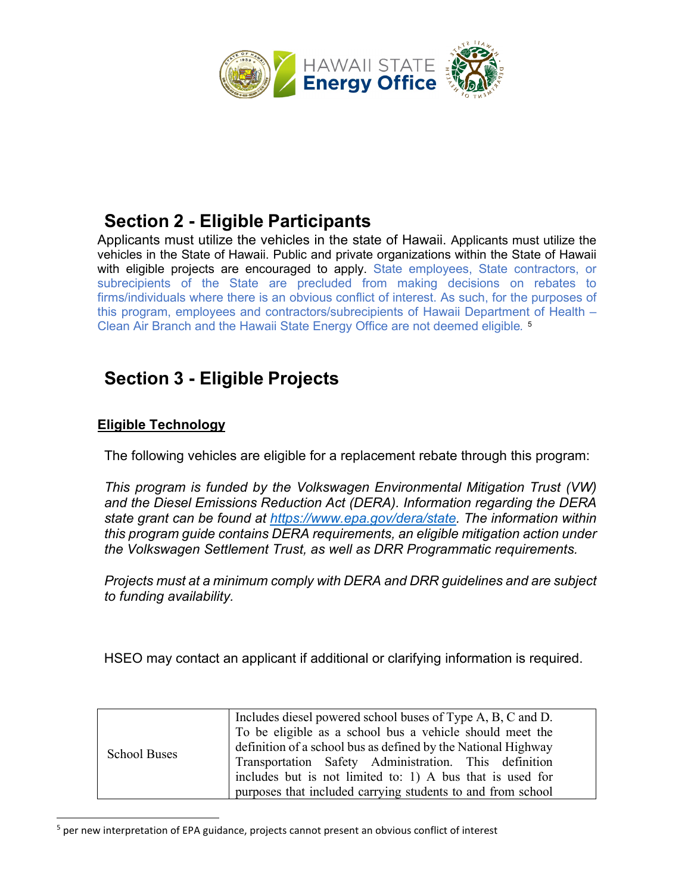## Section 2 - Eligible Participants

Applicants must utilize the vehicles in the state of Hawaii. Applicants must utilize the vehicles in the State of Hawaii. Public and private organizations within the State of Hawaii with eligible projects are encouraged to apply. State employees, State contractors, or subrecipients of the State are precluded from making decisions on rebates to firms/individuals where there is an obvious conflict of interest. As such, for the purposes of this program, employees and contractors/subrecipients of Hawaii Department of Health – Clean Air Branch and the Hawaii State Energy Office are not deemed eligible.[5]

## Section 3 - Eligible Projects

### Eligible Technology

The following vehicles are eligible for a replacement rebate through this program:

*This program is funded by the Volkswagen Environmental Mitigation Trust (VW) and the Diesel Emissions Reduction Act (DERA). Information regarding the DERA state grant can be found at [https://www.epa.gov/dera/state](https://www.epa.gov/dera/state). The information within this program guide contains DERA requirements, an eligible mitigation action under the Volkswagen Settlement Trust, as well as DRR Programmatic requirements.*

*Projects must at a minimum comply with DERA and DRR guidelines and are subject to funding availability.*

HSEO may contact an applicant if additional or clarifying information is required.

| | |
|---|---|
| School Buses | Includes diesel powered school buses of Type A, B, C and D. To be eligible as a school bus a vehicle should meet the definition of a school bus as defined by the National Highway Transportation Safety Administration. This definition includes but is not limited to: 1) A bus that is used for purposes that included carrying students to and from school |

[5] per new interpretation of EPA guidance, projects cannot present an obvious conflict of interest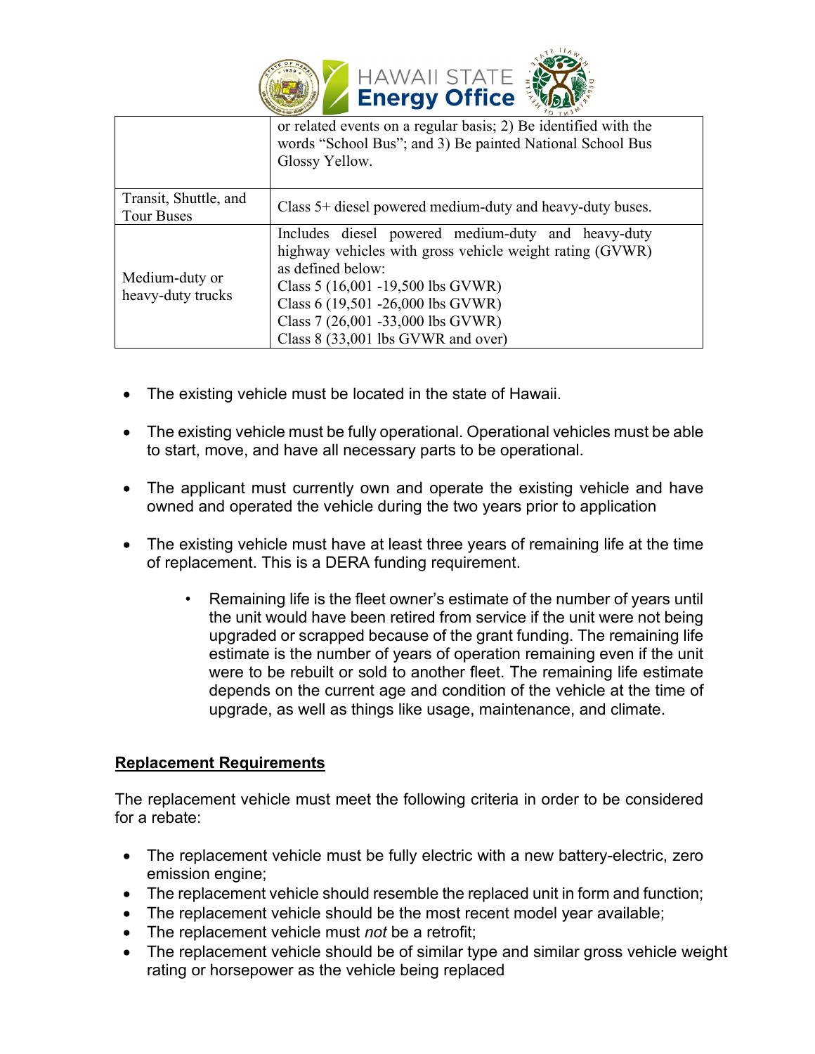| | |
|---|---|
| | or related events on a regular basis; 2) Be identified with the words "School Bus"; and 3) Be painted National School Bus Glossy Yellow. |
| Transit, Shuttle, and Tour Buses | Class 5+ diesel powered medium-duty and heavy-duty buses. |
| Medium-duty or heavy-duty trucks | Includes diesel powered medium-duty and heavy-duty highway vehicles with gross vehicle weight rating (GVWR) as defined below:<br>Class 5 (16,001 -19,500 lbs GVWR)<br>Class 6 (19,501 -26,000 lbs GVWR)<br>Class 7 (26,001 -33,000 lbs GVWR)<br>Class 8 (33,001 lbs GVWR and over) |

- The existing vehicle must be located in the state of Hawaii.
- The existing vehicle must be fully operational. Operational vehicles must be able to start, move, and have all necessary parts to be operational.
- The applicant must currently own and operate the existing vehicle and have owned and operated the vehicle during the two years prior to application
- The existing vehicle must have at least three years of remaining life at the time of replacement. This is a DERA funding requirement.
    - Remaining life is the fleet owner's estimate of the number of years until the unit would have been retired from service if the unit were not being upgraded or scrapped because of the grant funding. The remaining life estimate is the number of years of operation remaining even if the unit were to be rebuilt or sold to another fleet. The remaining life estimate depends on the current age and condition of the vehicle at the time of upgrade, as well as things like usage, maintenance, and climate.

**Replacement Requirements**

The replacement vehicle must meet the following criteria in order to be considered for a rebate:

- The replacement vehicle must be fully electric with a new battery-electric, zero emission engine;
- The replacement vehicle should resemble the replaced unit in form and function;
- The replacement vehicle should be the most recent model year available;
- The replacement vehicle must *not* be a retrofit;
- The replacement vehicle should be of similar type and similar gross vehicle weight rating or horsepower as the vehicle being replaced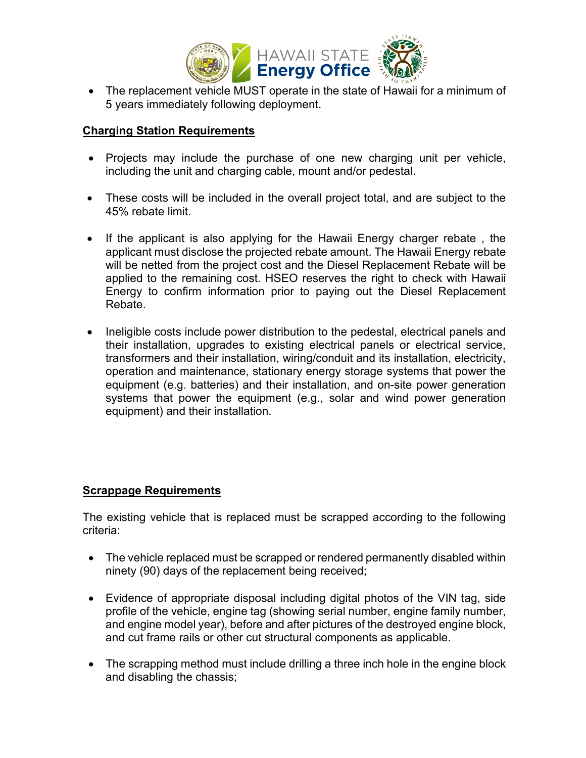- The replacement vehicle MUST operate in the state of Hawaii for a minimum of 5 years immediately following deployment.

**Charging Station Requirements**

- Projects may include the purchase of one new charging unit per vehicle, including the unit and charging cable, mount and/or pedestal.

- These costs will be included in the overall project total, and are subject to the 45% rebate limit.

- If the applicant is also applying for the Hawaii Energy charger rebate , the applicant must disclose the projected rebate amount. The Hawaii Energy rebate will be netted from the project cost and the Diesel Replacement Rebate will be applied to the remaining cost. HSEO reserves the right to check with Hawaii Energy to confirm information prior to paying out the Diesel Replacement Rebate.

- Ineligible costs include power distribution to the pedestal, electrical panels and their installation, upgrades to existing electrical panels or electrical service, transformers and their installation, wiring/conduit and its installation, electricity, operation and maintenance, stationary energy storage systems that power the equipment (e.g. batteries) and their installation, and on-site power generation systems that power the equipment (e.g., solar and wind power generation equipment) and their installation.

**Scrappage Requirements**

The existing vehicle that is replaced must be scrapped according to the following criteria:

- The vehicle replaced must be scrapped or rendered permanently disabled within ninety (90) days of the replacement being received;

- Evidence of appropriate disposal including digital photos of the VIN tag, side profile of the vehicle, engine tag (showing serial number, engine family number, and engine model year), before and after pictures of the destroyed engine block, and cut frame rails or other cut structural components as applicable.

- The scrapping method must include drilling a three inch hole in the engine block and disabling the chassis;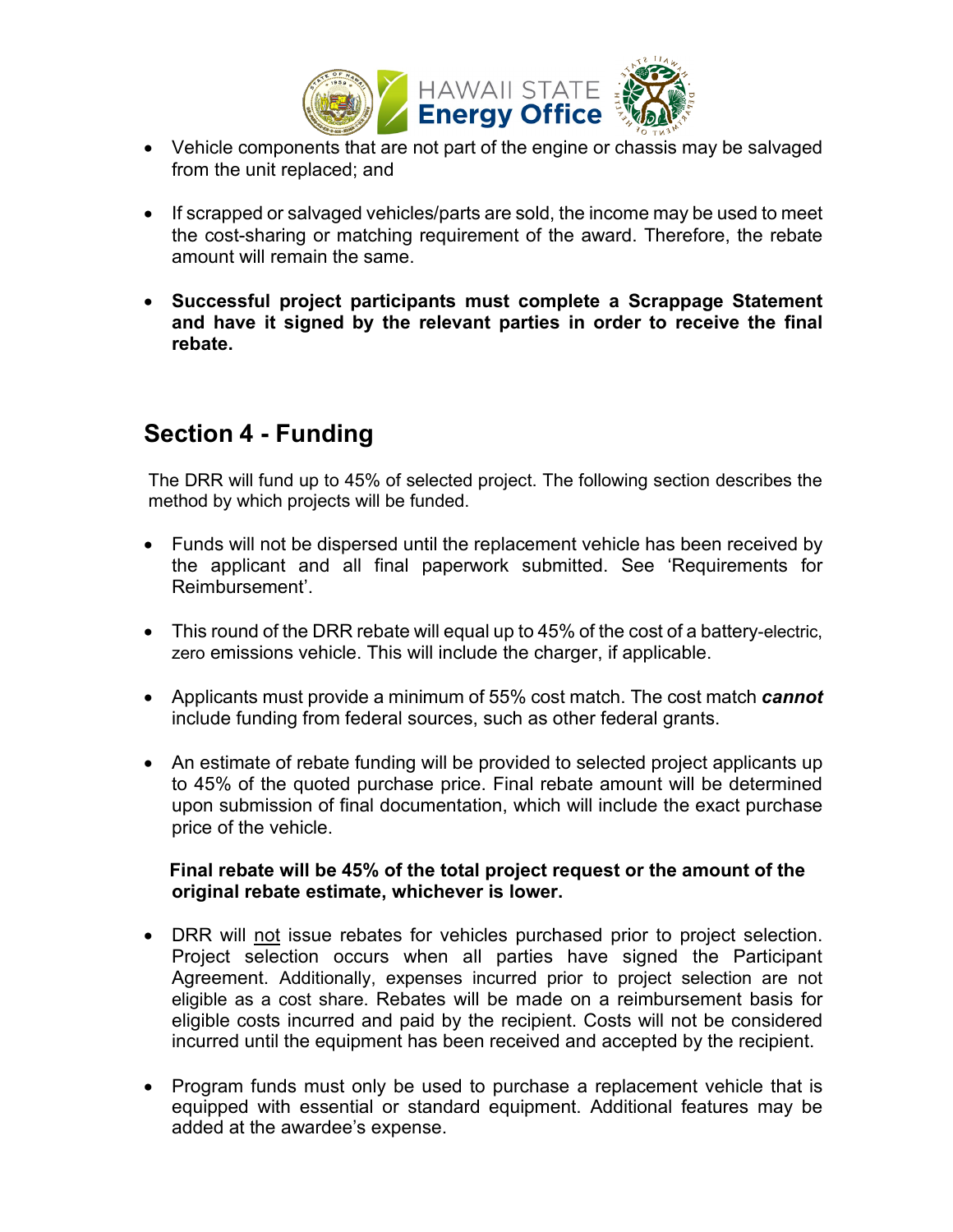- Vehicle components that are not part of the engine or chassis may be salvaged from the unit replaced; and

- If scrapped or salvaged vehicles/parts are sold, the income may be used to meet the cost-sharing or matching requirement of the award. Therefore, the rebate amount will remain the same.

- **Successful project participants must complete a Scrappage Statement and have it signed by the relevant parties in order to receive the final rebate.**

## Section 4 - Funding

The DRR will fund up to 45% of selected project. The following section describes the method by which projects will be funded.

- Funds will not be dispersed until the replacement vehicle has been received by the applicant and all final paperwork submitted. See 'Requirements for Reimbursement'.

- This round of the DRR rebate will equal up to 45% of the cost of a battery-electric, zero emissions vehicle. This will include the charger, if applicable.

- Applicants must provide a minimum of 55% cost match. The cost match ***cannot*** include funding from federal sources, such as other federal grants.

- An estimate of rebate funding will be provided to selected project applicants up to 45% of the quoted purchase price. Final rebate amount will be determined upon submission of final documentation, which will include the exact purchase price of the vehicle.

  **Final rebate will be 45% of the total project request or the amount of the original rebate estimate, whichever is lower.**

- DRR will not issue rebates for vehicles purchased prior to project selection. Project selection occurs when all parties have signed the Participant Agreement. Additionally, expenses incurred prior to project selection are not eligible as a cost share. Rebates will be made on a reimbursement basis for eligible costs incurred and paid by the recipient. Costs will not be considered incurred until the equipment has been received and accepted by the recipient.

- Program funds must only be used to purchase a replacement vehicle that is equipped with essential or standard equipment. Additional features may be added at the awardee's expense.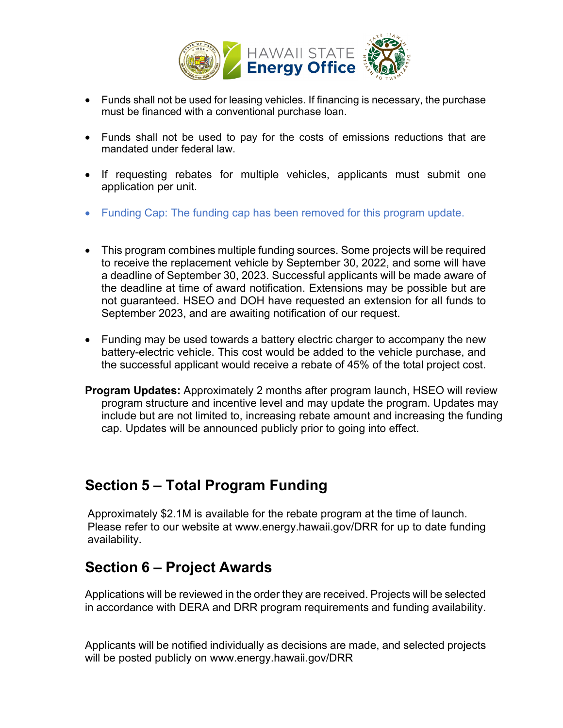- Funds shall not be used for leasing vehicles. If financing is necessary, the purchase must be financed with a conventional purchase loan.

- Funds shall not be used to pay for the costs of emissions reductions that are mandated under federal law.

- If requesting rebates for multiple vehicles, applicants must submit one application per unit.

- Funding Cap: The funding cap has been removed for this program update.

- This program combines multiple funding sources. Some projects will be required to receive the replacement vehicle by September 30, 2022, and some will have a deadline of September 30, 2023. Successful applicants will be made aware of the deadline at time of award notification. Extensions may be possible but are not guaranteed. HSEO and DOH have requested an extension for all funds to September 2023, and are awaiting notification of our request.

- Funding may be used towards a battery electric charger to accompany the new battery-electric vehicle. This cost would be added to the vehicle purchase, and the successful applicant would receive a rebate of 45% of the total project cost.

**Program Updates:** Approximately 2 months after program launch, HSEO will review program structure and incentive level and may update the program. Updates may include but are not limited to, increasing rebate amount and increasing the funding cap. Updates will be announced publicly prior to going into effect.

## Section 5 – Total Program Funding

Approximately $2.1M is available for the rebate program at the time of launch. Please refer to our website at www.energy.hawaii.gov/DRR for up to date funding availability.

## Section 6 – Project Awards

Applications will be reviewed in the order they are received. Projects will be selected in accordance with DERA and DRR program requirements and funding availability.

Applicants will be notified individually as decisions are made, and selected projects will be posted publicly on www.energy.hawaii.gov/DRR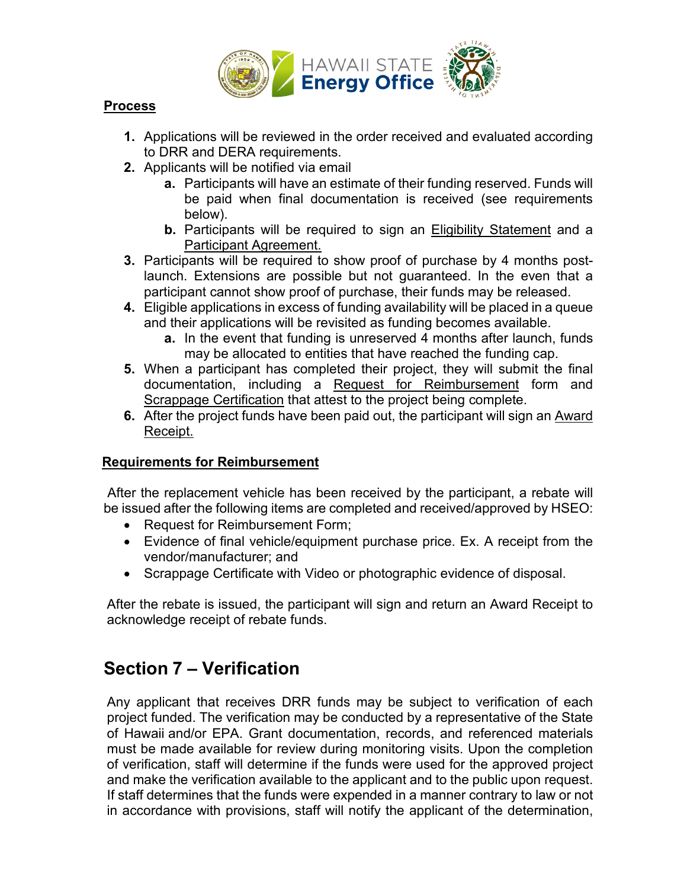**Process**

1. Applications will be reviewed in the order received and evaluated according to DRR and DERA requirements.
2. Applicants will be notified via email
   a. Participants will have an estimate of their funding reserved. Funds will be paid when final documentation is received (see requirements below).
   b. Participants will be required to sign an Eligibility Statement and a Participant Agreement.
3. Participants will be required to show proof of purchase by 4 months post-launch. Extensions are possible but not guaranteed. In the even that a participant cannot show proof of purchase, their funds may be released.
4. Eligible applications in excess of funding availability will be placed in a queue and their applications will be revisited as funding becomes available.
   a. In the event that funding is unreserved 4 months after launch, funds may be allocated to entities that have reached the funding cap.
5. When a participant has completed their project, they will submit the final documentation, including a Request for Reimbursement form and Scrappage Certification that attest to the project being complete.
6. After the project funds have been paid out, the participant will sign an Award Receipt.

**Requirements for Reimbursement**

After the replacement vehicle has been received by the participant, a rebate will be issued after the following items are completed and received/approved by HSEO:

- Request for Reimbursement Form;
- Evidence of final vehicle/equipment purchase price. Ex. A receipt from the vendor/manufacturer; and
- Scrappage Certificate with Video or photographic evidence of disposal.

After the rebate is issued, the participant will sign and return an Award Receipt to acknowledge receipt of rebate funds.

## Section 7 – Verification

Any applicant that receives DRR funds may be subject to verification of each project funded. The verification may be conducted by a representative of the State of Hawaii and/or EPA. Grant documentation, records, and referenced materials must be made available for review during monitoring visits. Upon the completion of verification, staff will determine if the funds were used for the approved project and make the verification available to the applicant and to the public upon request. If staff determines that the funds were expended in a manner contrary to law or not in accordance with provisions, staff will notify the applicant of the determination,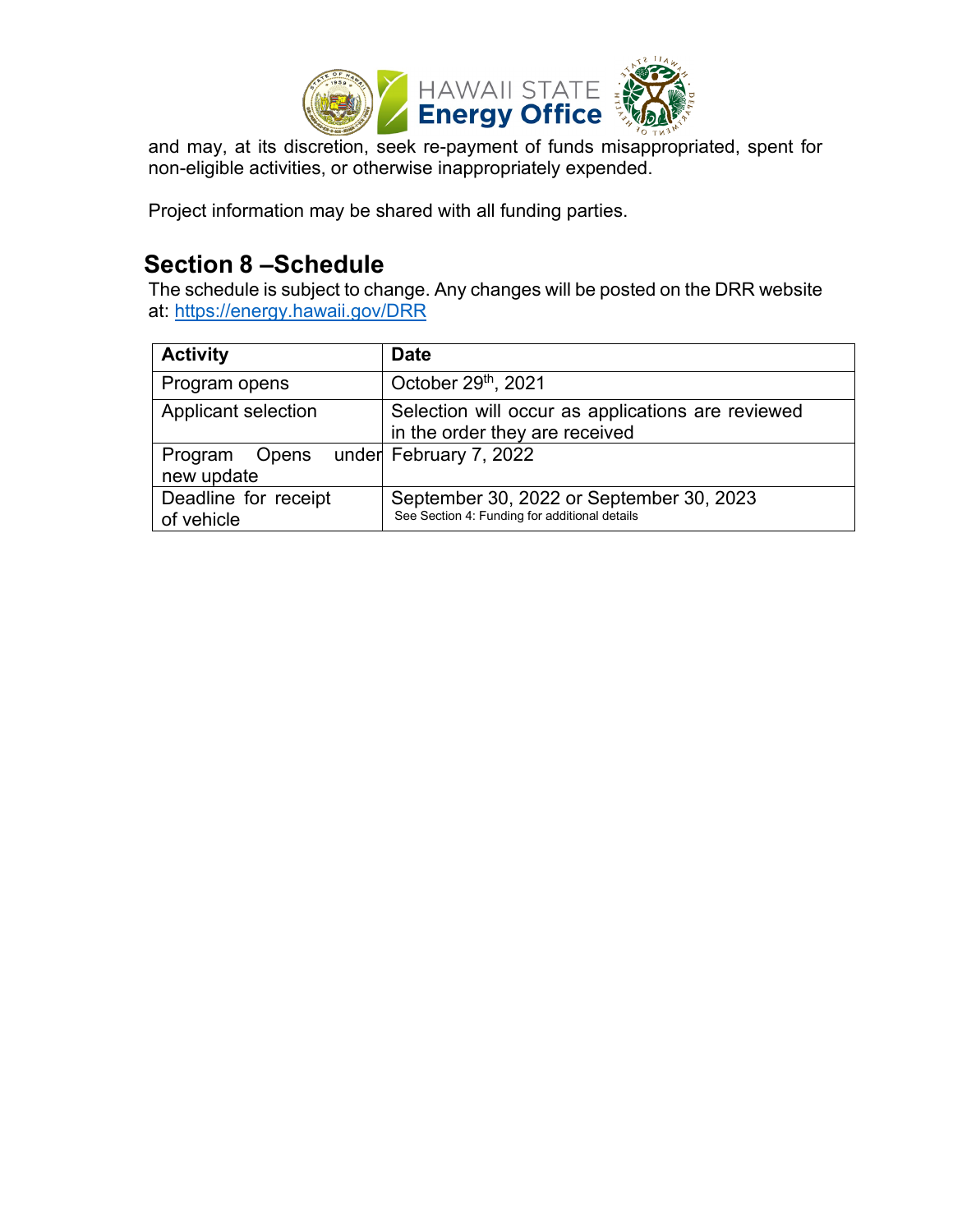and may, at its discretion, seek re-payment of funds misappropriated, spent for non-eligible activities, or otherwise inappropriately expended.

Project information may be shared with all funding parties.

## Section 8 –Schedule

The schedule is subject to change. Any changes will be posted on the DRR website at: https://energy.hawaii.gov/DRR

| Activity | Date |
|---|---|
| Program opens | October 29th, 2021 |
| Applicant selection | Selection will occur as applications are reviewed in the order they are received |
| Program Opens under new update | February 7, 2022 |
| Deadline for receipt of vehicle | September 30, 2022 or September 30, 2023<br>See Section 4: Funding for additional details |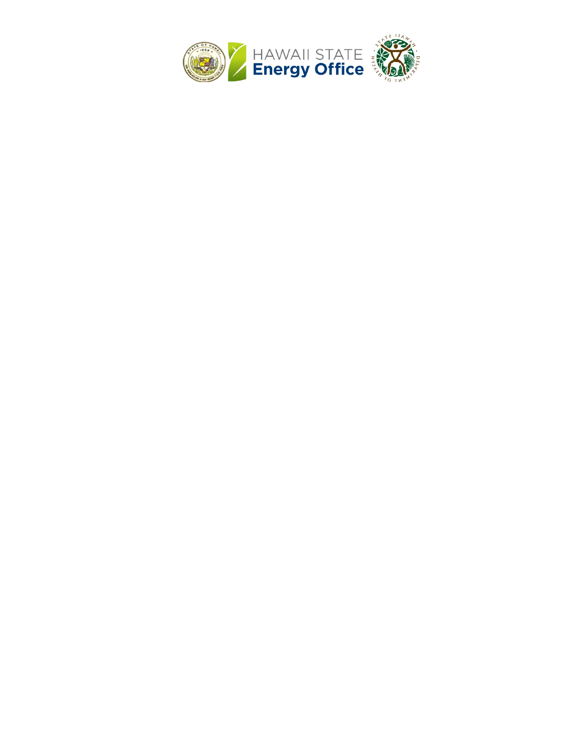HAWAII STATE
Energy Office